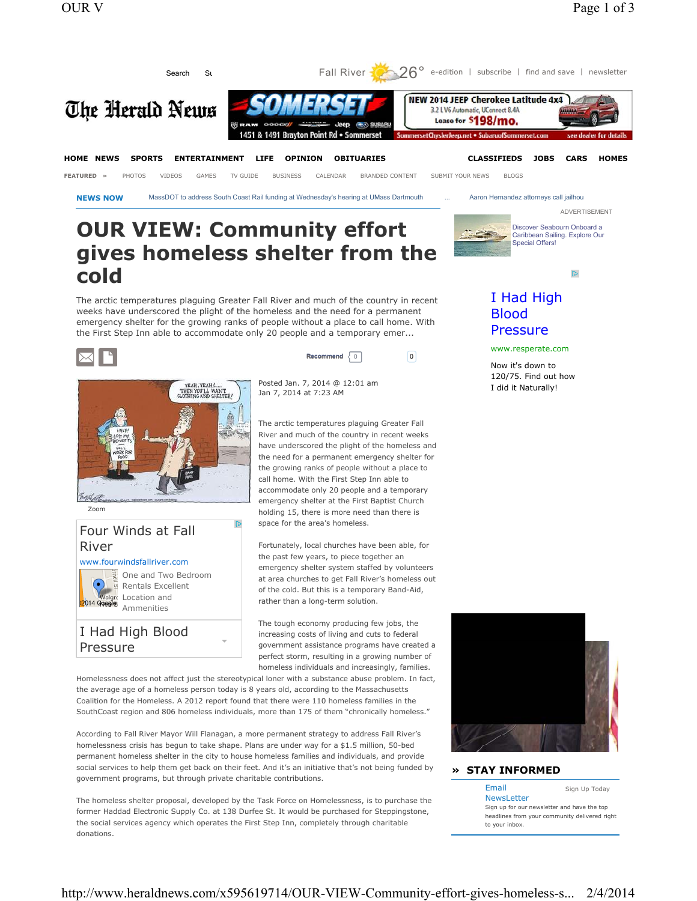# OUR VIEW: Community effort gives homeless shelter from the cold

The arctic temperatures plaguing Greater Fall River and much of the country in recent weeks have underscored the plight of the homeless and the need for a permanent emergency shelter for the growing ranks of people without a place to call home. With the First Step Inn able to accommodate only 20 people and a temporary emer...

Posted Jan. 7, 2014 @ 12:01 am
Jan 7, 2014 at 7:23 AM

The arctic temperatures plaguing Greater Fall River and much of the country in recent weeks have underscored the plight of the homeless and the need for a permanent emergency shelter for the growing ranks of people without a place to call home. With the First Step Inn able to accommodate only 20 people and a temporary emergency shelter at the First Baptist Church holding 15, there is more need than there is space for the area's homeless.

Fortunately, local churches have been able, for the past few years, to piece together an emergency shelter system staffed by volunteers at area churches to get Fall River's homeless out of the cold. But this is a temporary Band-Aid, rather than a long-term solution.

The tough economy producing few jobs, the increasing costs of living and cuts to federal government assistance programs have created a perfect storm, resulting in a growing number of homeless individuals and increasingly, families. Homelessness does not affect just the stereotypical loner with a substance abuse problem. In fact, the average age of a homeless person today is 8 years old, according to the Massachusetts Coalition for the Homeless. A 2012 report found that there were 110 homeless families in the SouthCoast region and 806 homeless individuals, more than 175 of them "chronically homeless."

According to Fall River Mayor Will Flanagan, a more permanent strategy to address Fall River's homelessness crisis has begun to take shape. Plans are under way for a $1.5 million, 50-bed permanent homeless shelter in the city to house homeless families and individuals, and provide social services to help them get back on their feet. And it's an initiative that's not being funded by government programs, but through private charitable contributions.

The homeless shelter proposal, developed by the Task Force on Homelessness, is to purchase the former Haddad Electronic Supply Co. at 138 Durfee St. It would be purchased for Steppingstone, the social services agency which operates the First Step Inn, completely through charitable donations.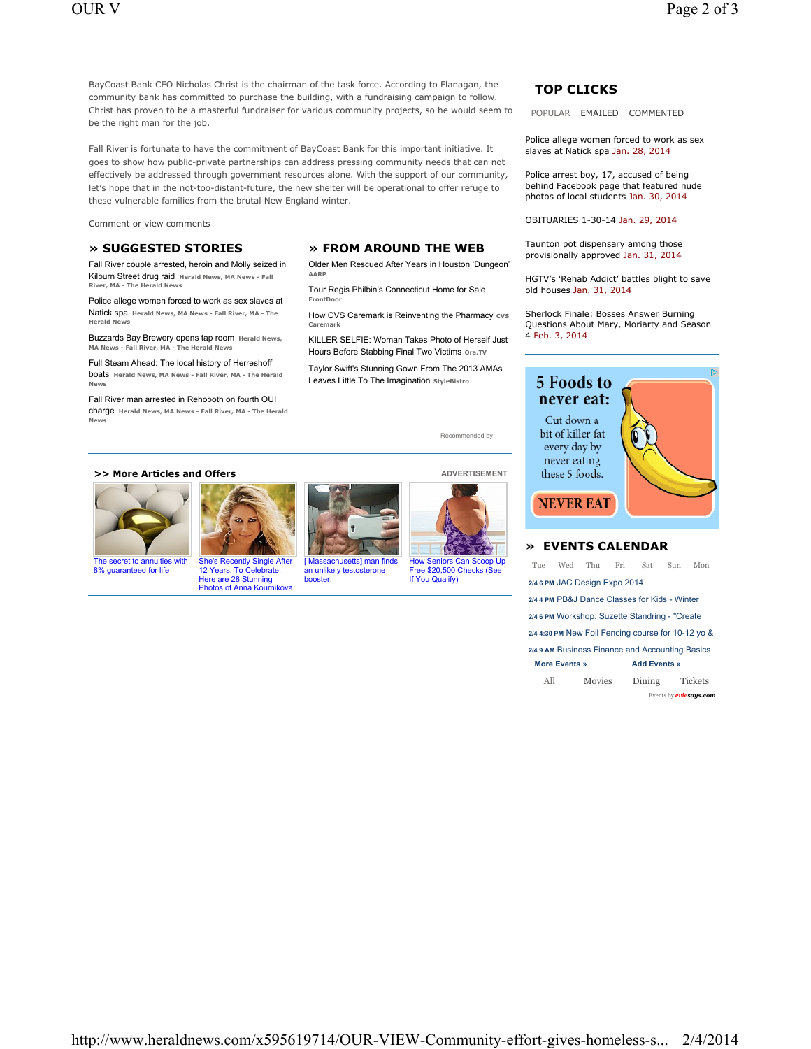BayCoast Bank CEO Nicholas Christ is the chairman of the task force. According to Flanagan, the community bank has committed to purchase the building, with a fundraising campaign to follow. Christ has proven to be a masterful fundraiser for various community projects, so he would seem to be the right man for the job.

Fall River is fortunate to have the commitment of BayCoast Bank for this important initiative. It goes to show how public-private partnerships can address pressing community needs that can not effectively be addressed through government resources alone. With the support of our community, let's hope that in the not-too-distant-future, the new shelter will be operational to offer refuge to these vulnerable families from the brutal New England winter.

Comment or view comments

## » SUGGESTED STORIES

- Fall River couple arrested, heroin and Molly seized in Kilburn Street drug raid Herald News, MA News - Fall River, MA - The Herald News
- Police allege women forced to work as sex slaves at Natick spa Herald News, MA News - Fall River, MA - The Herald News
- Buzzards Bay Brewery opens tap room Herald News, MA News - Fall River, MA - The Herald News
- Full Steam Ahead: The local history of Herreshoff boats Herald News, MA News - Fall River, MA - The Herald News
- Fall River man arrested in Rehoboth on fourth OUI charge Herald News, MA News - Fall River, MA - The Herald News

## » FROM AROUND THE WEB

- Older Men Rescued After Years in Houston 'Dungeon' AARP
- Tour Regis Philbin's Connecticut Home for Sale FrontDoor
- How CVS Caremark is Reinventing the Pharmacy CVS Caremark
- KILLER SELFIE: Woman Takes Photo of Herself Just Hours Before Stabbing Final Two Victims Ora.TV
- Taylor Swift's Stunning Gown From The 2013 AMAs Leaves Little To The Imagination StyleBistro

Recommended by

### >> More Articles and Offers

ADVERTISEMENT

- The secret to annuities with 8% guaranteed for life
- She's Recently Single After 12 Years. To Celebrate, Here are 28 Stunning Photos of Anna Kournikova
- [ Massachusetts] man finds an unlikely testosterone booster.
- How Seniors Can Scoop Up Free $20,500 Checks (See If You Qualify)

## TOP CLICKS

POPULAR EMAILED COMMENTED

- Police allege women forced to work as sex slaves at Natick spa Jan. 28, 2014
- Police arrest boy, 17, accused of being behind Facebook page that featured nude photos of local students Jan. 30, 2014
- OBITUARIES 1-30-14 Jan. 29, 2014
- Taunton pot dispensary among those provisionally approved Jan. 31, 2014
- HGTV's 'Rehab Addict' battles blight to save old houses Jan. 31, 2014
- Sherlock Finale: Bosses Answer Burning Questions About Mary, Moriarty and Season 4 Feb. 3, 2014

5 Foods to never eat: Cut down a bit of killer fat every day by never eating these 5 foods. NEVER EAT

## » EVENTS CALENDAR

Tue Wed Thu Fri Sat Sun Mon

- 2/4 6 PM JAC Design Expo 2014
- 2/4 4 PM PB&J Dance Classes for Kids - Winter
- 2/4 6 PM Workshop: Suzette Standring - "Create
- 2/4 4:30 PM New Foil Fencing course for 10-12 yo &
- 2/4 9 AM Business Finance and Accounting Basics

More Events » Add Events »

All Movies Dining Tickets

Events by eviesays.com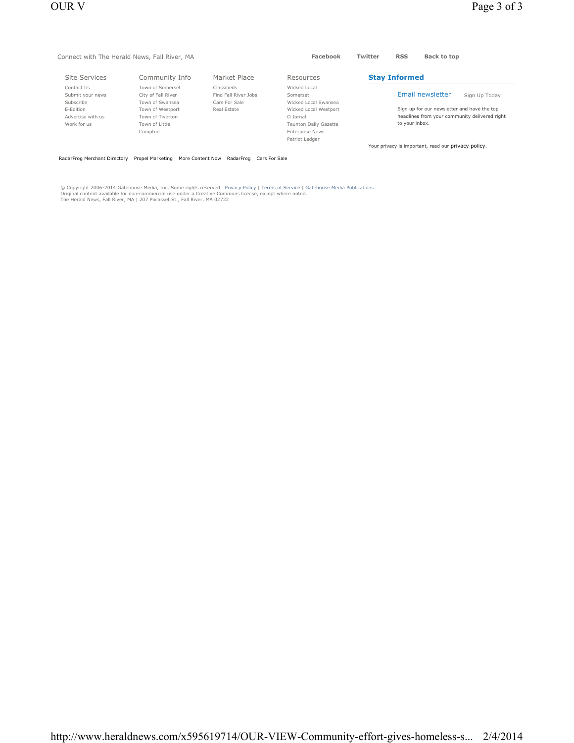Connect with The Herald News, Fall River, MA

Facebook Twitter RSS Back to top

**Site Services**

- Contact Us
- Submit your news
- Subscribe
- E-Edition
- Advertise with us
- Work for us

**Community Info**

- Town of Somerset
- City of Fall River
- Town of Swansea
- Town of Westport
- Town of Tiverton
- Town of Little Compton

**Market Place**

- Classifieds
- Find Fall River Jobs
- Cars For Sale
- Real Estate

**Resources**

- Wicked Local
- Somerset
- Wicked Local Swansea
- Wicked Local Westport
- O Jornal
- Taunton Daily Gazette
- Enterprise News
- Patriot Ledger

## Stay Informed

Email newsletter Sign Up Today

Sign up for our newsletter and have the top headlines from your community delivered right to your inbox.

Your privacy is important, read our privacy policy.

RadarFrog Merchant Directory Propel Marketing More Content Now RadarFrog Cars For Sale

© Copyright 2006-2014 Gatehouse Media, Inc. Some rights reserved Privacy Policy | Terms of Service | Gatehouse Media Publications
Original content available for non-commercial use under a Creative Commons license, except where noted.
The Herald News, Fall River, MA | 207 Pocasset St., Fall River, MA 02722